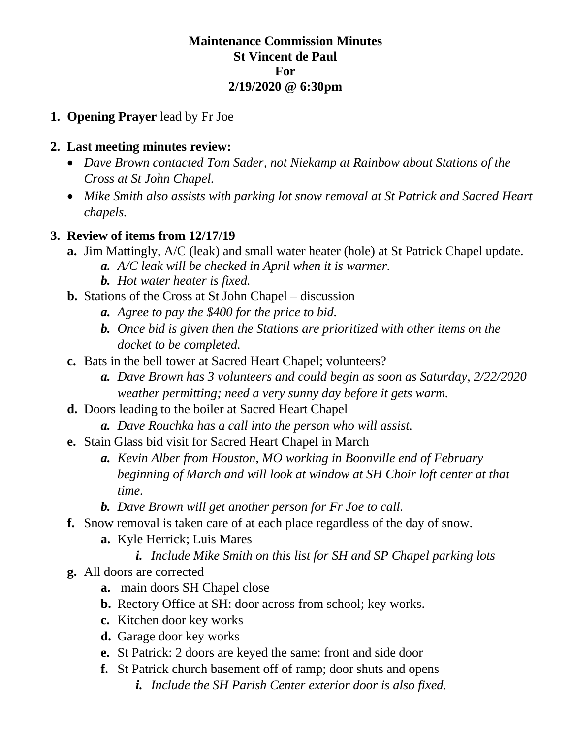**Maintenance Commission Minutes**
**St Vincent de Paul**
**For**
**2/19/2020 @ 6:30pm**

1. **Opening Prayer** lead by Fr Joe

2. **Last meeting minutes review:**
   - *Dave Brown contacted Tom Sader, not Niekamp at Rainbow about Stations of the Cross at St John Chapel.*
   - *Mike Smith also assists with parking lot snow removal at St Patrick and Sacred Heart chapels.*

3. **Review of items from 12/17/19**
   - **a.** Jim Mattingly, A/C (leak) and small water heater (hole) at St Patrick Chapel update.
     - ***a.*** *A/C leak will be checked in April when it is warmer.*
     - ***b.*** *Hot water heater is fixed.*
   - **b.** Stations of the Cross at St John Chapel – discussion
     - ***a.*** *Agree to pay the $400 for the price to bid.*
     - ***b.*** *Once bid is given then the Stations are prioritized with other items on the docket to be completed.*
   - **c.** Bats in the bell tower at Sacred Heart Chapel; volunteers?
     - ***a.*** *Dave Brown has 3 volunteers and could begin as soon as Saturday, 2/22/2020 weather permitting; need a very sunny day before it gets warm.*
   - **d.** Doors leading to the boiler at Sacred Heart Chapel
     - ***a.*** *Dave Rouchka has a call into the person who will assist.*
   - **e.** Stain Glass bid visit for Sacred Heart Chapel in March
     - ***a.*** *Kevin Alber from Houston, MO working in Boonville end of February beginning of March and will look at window at SH Choir loft center at that time.*
     - ***b.*** *Dave Brown will get another person for Fr Joe to call.*
   - **f.** Snow removal is taken care of at each place regardless of the day of snow.
     - **a.** Kyle Herrick; Luis Mares
       - ***i.*** *Include Mike Smith on this list for SH and SP Chapel parking lots*
   - **g.** All doors are corrected
     - **a.** main doors SH Chapel close
     - **b.** Rectory Office at SH: door across from school; key works.
     - **c.** Kitchen door key works
     - **d.** Garage door key works
     - **e.** St Patrick: 2 doors are keyed the same: front and side door
     - **f.** St Patrick church basement off of ramp; door shuts and opens
       - ***i.*** *Include the SH Parish Center exterior door is also fixed.*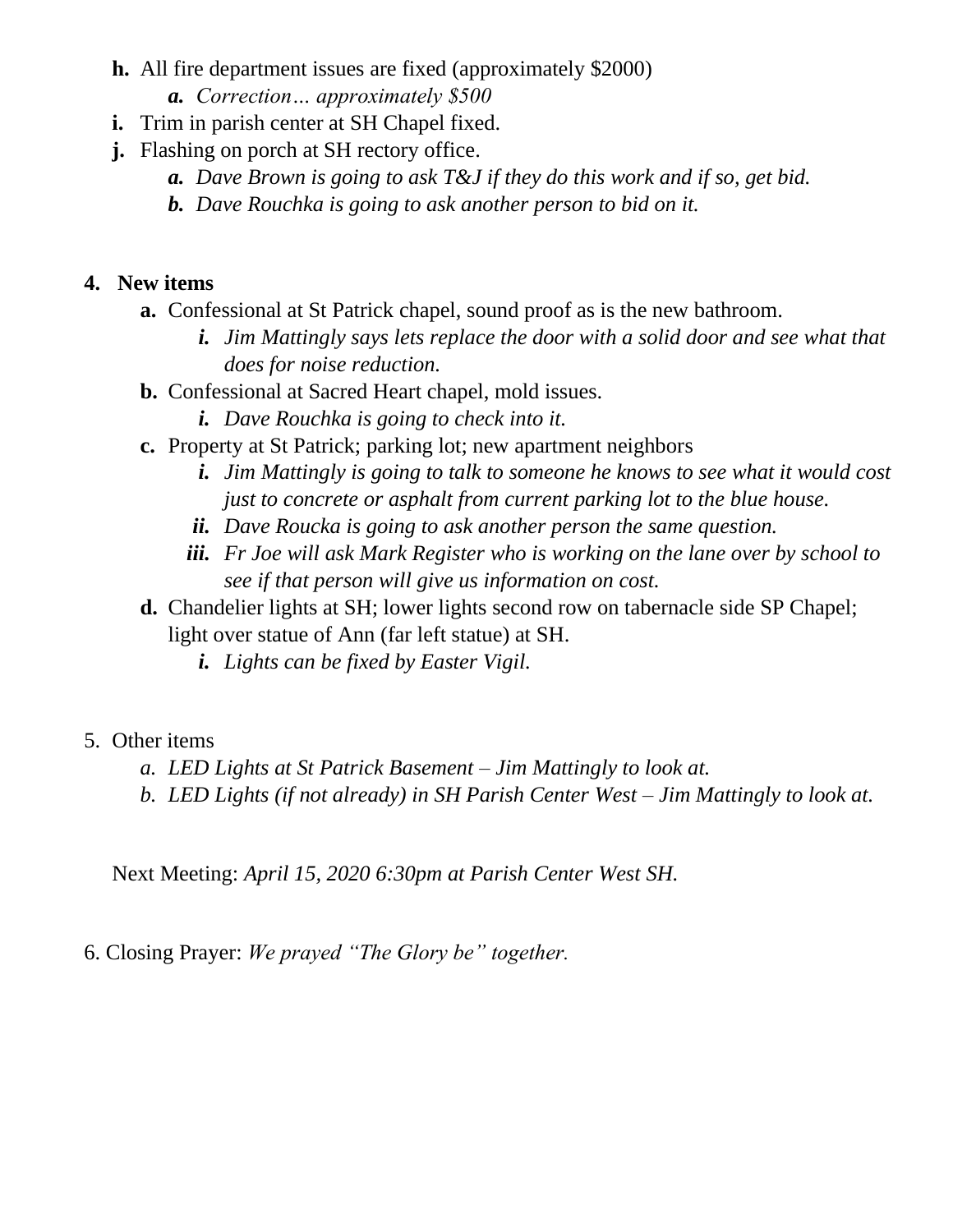- **h.** All fire department issues are fixed (approximately $2000)
  - ***a.*** *Correction… approximately $500*
- **i.** Trim in parish center at SH Chapel fixed.
- **j.** Flashing on porch at SH rectory office.
  - ***a.*** *Dave Brown is going to ask T&J if they do this work and if so, get bid.*
  - ***b.*** *Dave Rouchka is going to ask another person to bid on it.*

**4. New items**

- **a.** Confessional at St Patrick chapel, sound proof as is the new bathroom.
  - ***i.*** *Jim Mattingly says lets replace the door with a solid door and see what that does for noise reduction.*
- **b.** Confessional at Sacred Heart chapel, mold issues.
  - ***i.*** *Dave Rouchka is going to check into it.*
- **c.** Property at St Patrick; parking lot; new apartment neighbors
  - ***i.*** *Jim Mattingly is going to talk to someone he knows to see what it would cost just to concrete or asphalt from current parking lot to the blue house.*
  - ***ii.*** *Dave Roucka is going to ask another person the same question.*
  - ***iii.*** *Fr Joe will ask Mark Register who is working on the lane over by school to see if that person will give us information on cost.*
- **d.** Chandelier lights at SH; lower lights second row on tabernacle side SP Chapel; light over statue of Ann (far left statue) at SH.
  - ***i.*** *Lights can be fixed by Easter Vigil.*

5. Other items
   - *a. LED Lights at St Patrick Basement – Jim Mattingly to look at.*
   - *b. LED Lights (if not already) in SH Parish Center West – Jim Mattingly to look at.*

Next Meeting: *April 15, 2020 6:30pm at Parish Center West SH.*

6. Closing Prayer: *We prayed "The Glory be" together.*